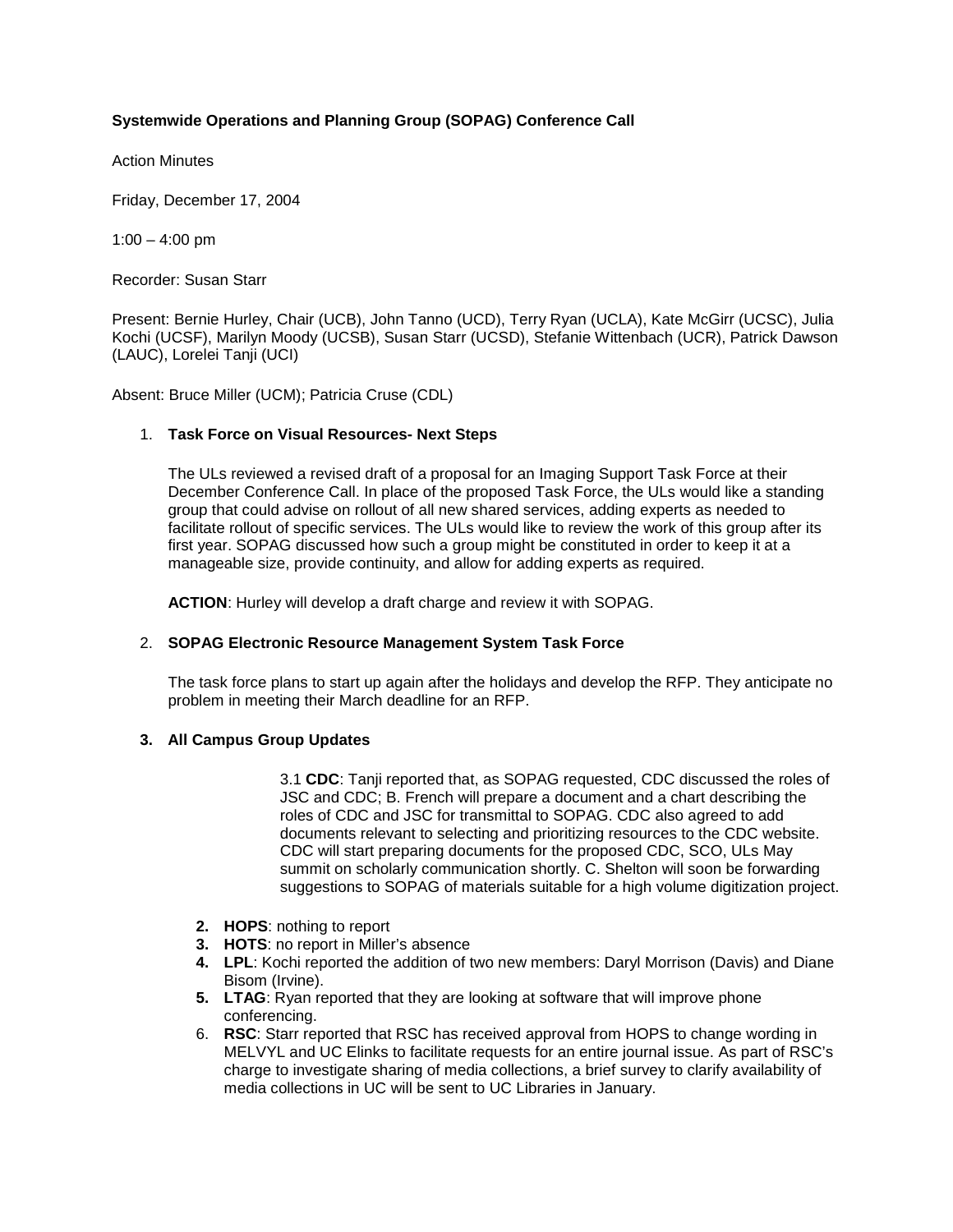**Systemwide Operations and Planning Group (SOPAG) Conference Call**

Action Minutes

Friday, December 17, 2004

1:00 – 4:00 pm

Recorder: Susan Starr

Present: Bernie Hurley, Chair (UCB), John Tanno (UCD), Terry Ryan (UCLA), Kate McGirr (UCSC), Julia Kochi (UCSF), Marilyn Moody (UCSB), Susan Starr (UCSD), Stefanie Wittenbach (UCR), Patrick Dawson (LAUC), Lorelei Tanji (UCI)

Absent: Bruce Miller (UCM); Patricia Cruse (CDL)

1. **Task Force on Visual Resources- Next Steps**

   The ULs reviewed a revised draft of a proposal for an Imaging Support Task Force at their December Conference Call. In place of the proposed Task Force, the ULs would like a standing group that could advise on rollout of all new shared services, adding experts as needed to facilitate rollout of specific services. The ULs would like to review the work of this group after its first year. SOPAG discussed how such a group might be constituted in order to keep it at a manageable size, provide continuity, and allow for adding experts as required.

   **ACTION**: Hurley will develop a draft charge and review it with SOPAG.

2. **SOPAG Electronic Resource Management System Task Force**

   The task force plans to start up again after the holidays and develop the RFP. They anticipate no problem in meeting their March deadline for an RFP.

3. **All Campus Group Updates**

   3.1 **CDC**: Tanji reported that, as SOPAG requested, CDC discussed the roles of JSC and CDC; B. French will prepare a document and a chart describing the roles of CDC and JSC for transmittal to SOPAG. CDC also agreed to add documents relevant to selecting and prioritizing resources to the CDC website. CDC will start preparing documents for the proposed CDC, SCO, ULs May summit on scholarly communication shortly. C. Shelton will soon be forwarding suggestions to SOPAG of materials suitable for a high volume digitization project.

   2. **HOPS**: nothing to report
   3. **HOTS**: no report in Miller's absence
   4. **LPL**: Kochi reported the addition of two new members: Daryl Morrison (Davis) and Diane Bisom (Irvine).
   5. **LTAG**: Ryan reported that they are looking at software that will improve phone conferencing.
   6. **RSC**: Starr reported that RSC has received approval from HOPS to change wording in MELVYL and UC Elinks to facilitate requests for an entire journal issue. As part of RSC's charge to investigate sharing of media collections, a brief survey to clarify availability of media collections in UC will be sent to UC Libraries in January.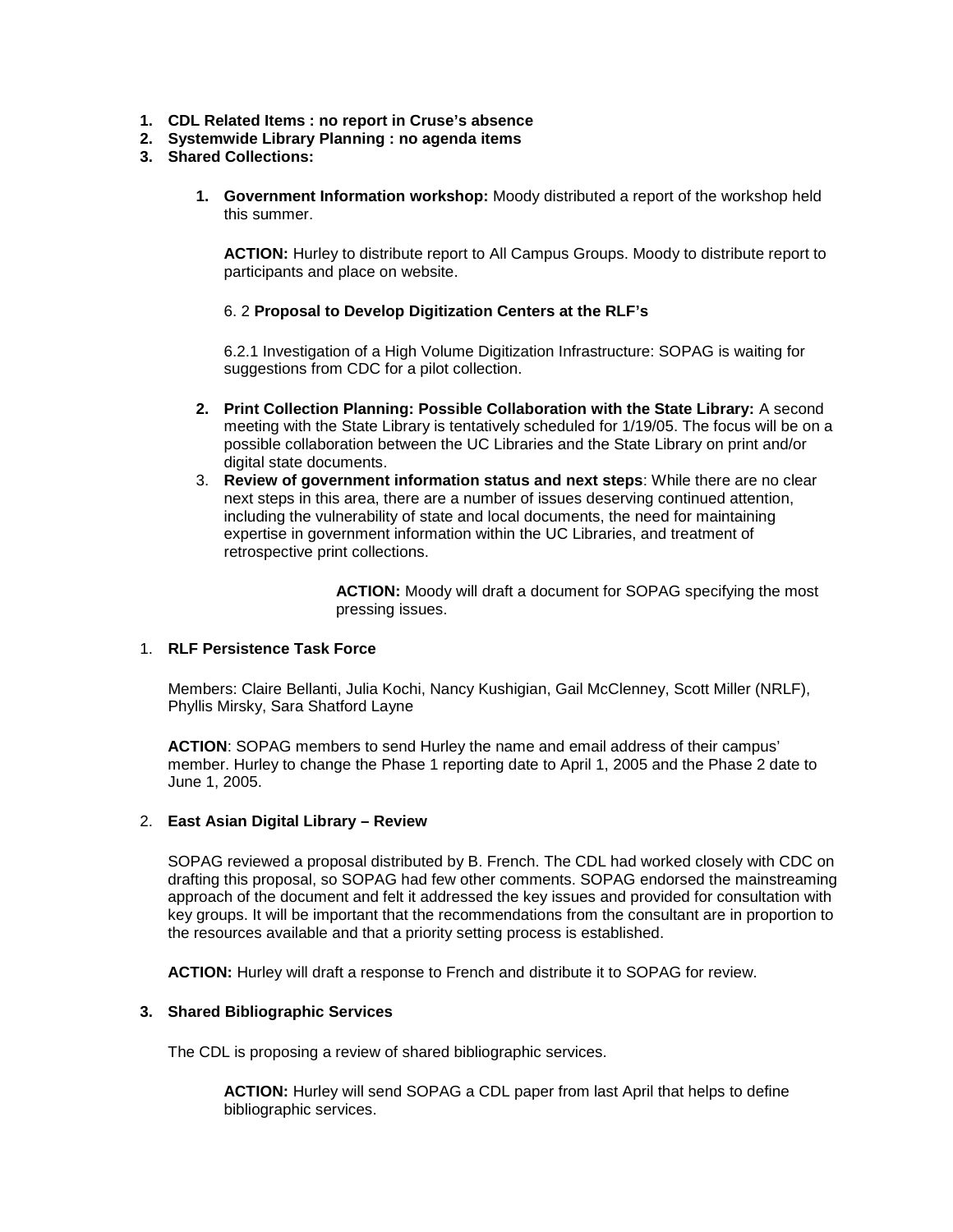1. **CDL Related Items : no report in Cruse's absence**
2. **Systemwide Library Planning : no agenda items**
3. **Shared Collections:**

    1. **Government Information workshop:** Moody distributed a report of the workshop held this summer.

        **ACTION:** Hurley to distribute report to All Campus Groups. Moody to distribute report to participants and place on website.

        6. 2 **Proposal to Develop Digitization Centers at the RLF's**

        6.2.1 Investigation of a High Volume Digitization Infrastructure: SOPAG is waiting for suggestions from CDC for a pilot collection.

    2. **Print Collection Planning: Possible Collaboration with the State Library:** A second meeting with the State Library is tentatively scheduled for 1/19/05. The focus will be on a possible collaboration between the UC Libraries and the State Library on print and/or digital state documents.
    3. **Review of government information status and next steps**: While there are no clear next steps in this area, there are a number of issues deserving continued attention, including the vulnerability of state and local documents, the need for maintaining expertise in government information within the UC Libraries, and treatment of retrospective print collections.

        **ACTION:** Moody will draft a document for SOPAG specifying the most pressing issues.

1. **RLF Persistence Task Force**

    Members: Claire Bellanti, Julia Kochi, Nancy Kushigian, Gail McClenney, Scott Miller (NRLF), Phyllis Mirsky, Sara Shatford Layne

    **ACTION**: SOPAG members to send Hurley the name and email address of their campus' member. Hurley to change the Phase 1 reporting date to April 1, 2005 and the Phase 2 date to June 1, 2005.

2. **East Asian Digital Library – Review**

    SOPAG reviewed a proposal distributed by B. French. The CDL had worked closely with CDC on drafting this proposal, so SOPAG had few other comments. SOPAG endorsed the mainstreaming approach of the document and felt it addressed the key issues and provided for consultation with key groups. It will be important that the recommendations from the consultant are in proportion to the resources available and that a priority setting process is established.

    **ACTION:** Hurley will draft a response to French and distribute it to SOPAG for review.

3. **Shared Bibliographic Services**

    The CDL is proposing a review of shared bibliographic services.

    **ACTION:** Hurley will send SOPAG a CDL paper from last April that helps to define bibliographic services.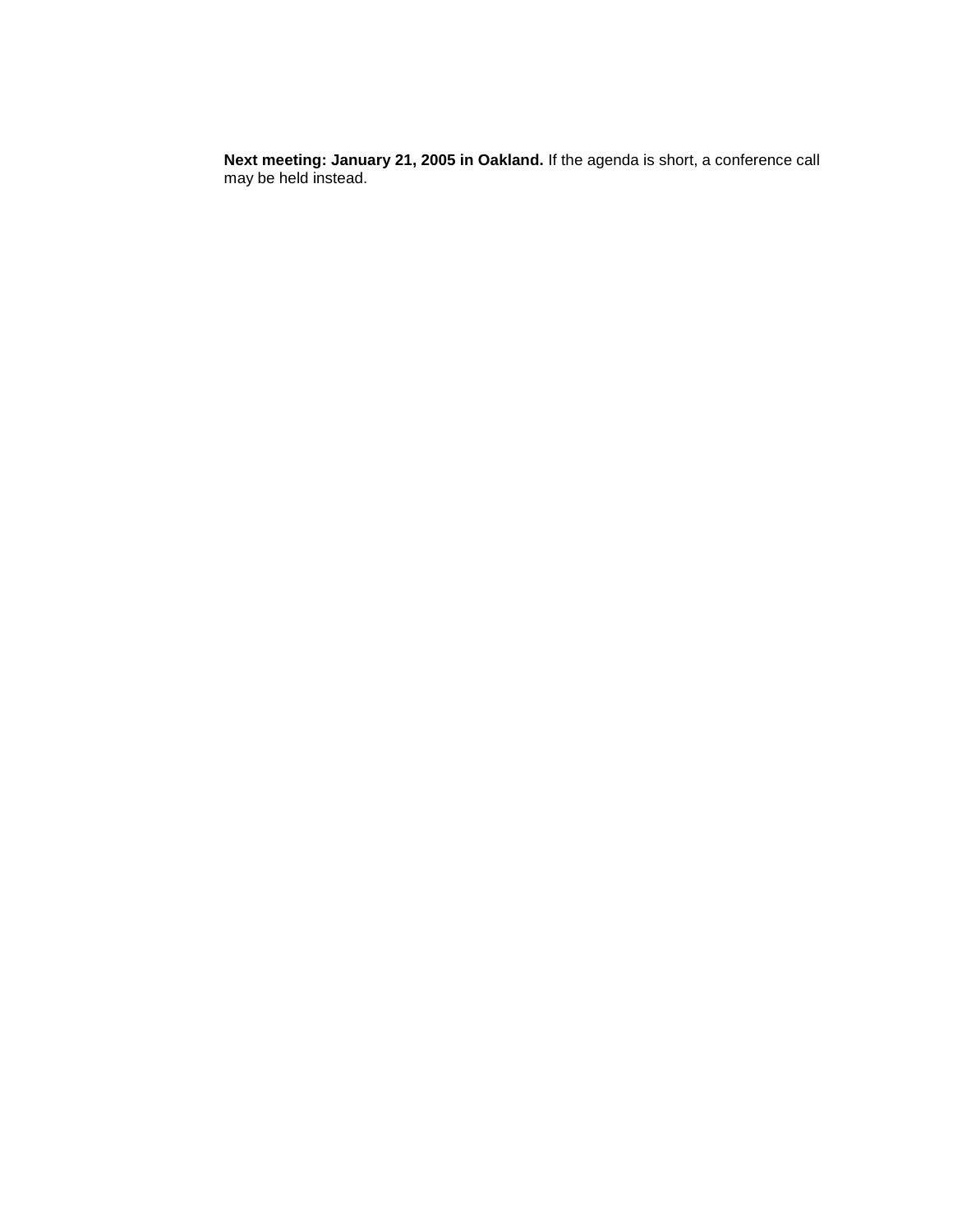**Next meeting: January 21, 2005 in Oakland.** If the agenda is short, a conference call may be held instead.